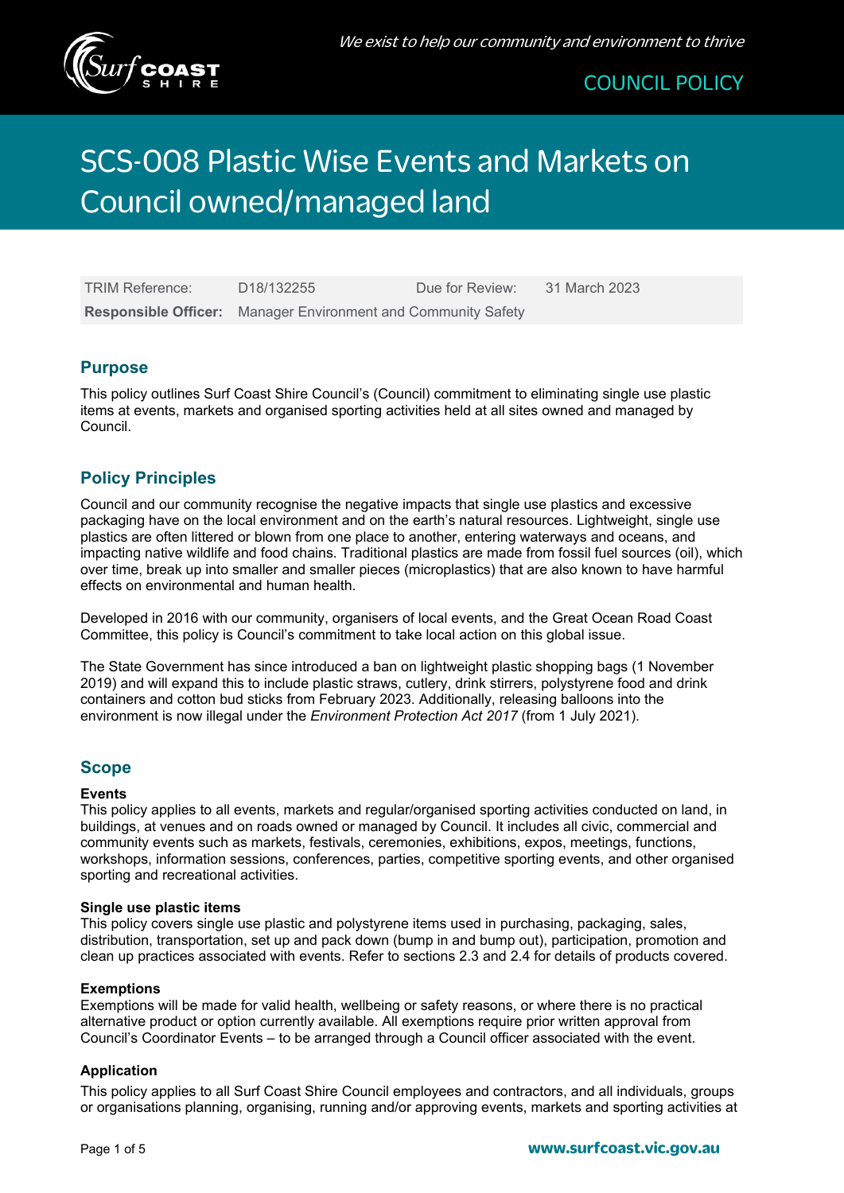We exist to help our community and environment to thrive

COUNCIL POLICY

# SCS-008 Plastic Wise Events and Markets on Council owned/managed land

| TRIM Reference: | D18/132255 | Due for Review: | 31 March 2023 |
|---|---|---|---|
| **Responsible Officer:** | Manager Environment and Community Safety | | |

## Purpose

This policy outlines Surf Coast Shire Council's (Council) commitment to eliminating single use plastic items at events, markets and organised sporting activities held at all sites owned and managed by Council.

## Policy Principles

Council and our community recognise the negative impacts that single use plastics and excessive packaging have on the local environment and on the earth's natural resources. Lightweight, single use plastics are often littered or blown from one place to another, entering waterways and oceans, and impacting native wildlife and food chains. Traditional plastics are made from fossil fuel sources (oil), which over time, break up into smaller and smaller pieces (microplastics) that are also known to have harmful effects on environmental and human health.

Developed in 2016 with our community, organisers of local events, and the Great Ocean Road Coast Committee, this policy is Council's commitment to take local action on this global issue.

The State Government has since introduced a ban on lightweight plastic shopping bags (1 November 2019) and will expand this to include plastic straws, cutlery, drink stirrers, polystyrene food and drink containers and cotton bud sticks from February 2023. Additionally, releasing balloons into the environment is now illegal under the *Environment Protection Act 2017* (from 1 July 2021).

## Scope

**Events**

This policy applies to all events, markets and regular/organised sporting activities conducted on land, in buildings, at venues and on roads owned or managed by Council. It includes all civic, commercial and community events such as markets, festivals, ceremonies, exhibitions, expos, meetings, functions, workshops, information sessions, conferences, parties, competitive sporting events, and other organised sporting and recreational activities.

**Single use plastic items**

This policy covers single use plastic and polystyrene items used in purchasing, packaging, sales, distribution, transportation, set up and pack down (bump in and bump out), participation, promotion and clean up practices associated with events. Refer to sections 2.3 and 2.4 for details of products covered.

**Exemptions**

Exemptions will be made for valid health, wellbeing or safety reasons, or where there is no practical alternative product or option currently available. All exemptions require prior written approval from Council's Coordinator Events – to be arranged through a Council officer associated with the event.

**Application**

This policy applies to all Surf Coast Shire Council employees and contractors, and all individuals, groups or organisations planning, organising, running and/or approving events, markets and sporting activities at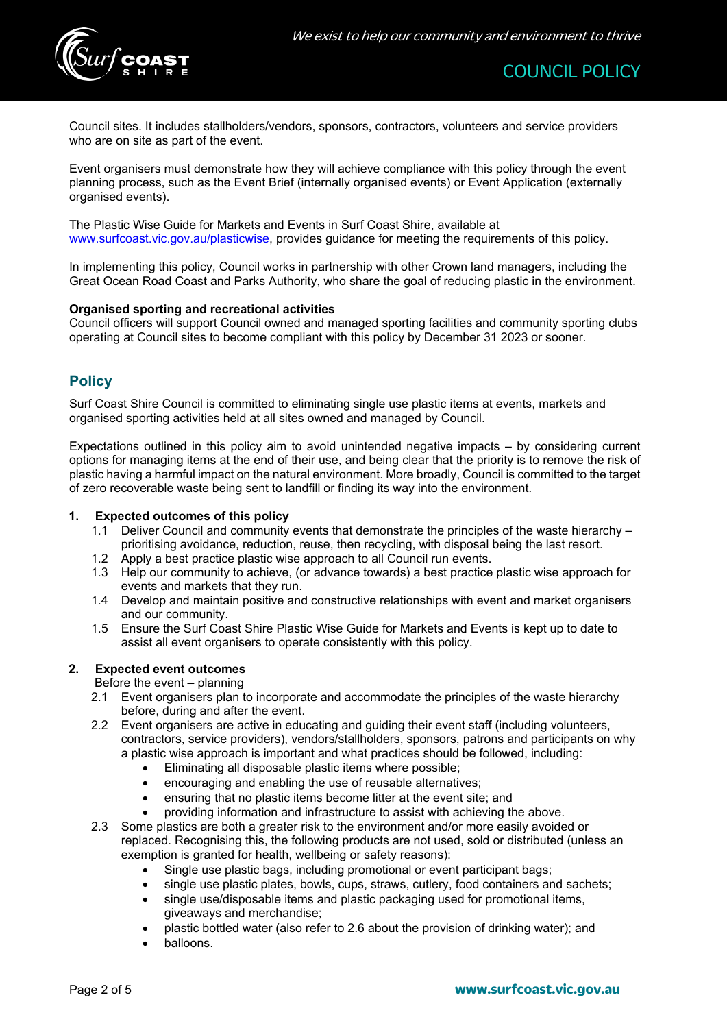Council sites. It includes stallholders/vendors, sponsors, contractors, volunteers and service providers who are on site as part of the event.

Event organisers must demonstrate how they will achieve compliance with this policy through the event planning process, such as the Event Brief (internally organised events) or Event Application (externally organised events).

The Plastic Wise Guide for Markets and Events in Surf Coast Shire, available at www.surfcoast.vic.gov.au/plasticwise, provides guidance for meeting the requirements of this policy.

In implementing this policy, Council works in partnership with other Crown land managers, including the Great Ocean Road Coast and Parks Authority, who share the goal of reducing plastic in the environment.

**Organised sporting and recreational activities**
Council officers will support Council owned and managed sporting facilities and community sporting clubs operating at Council sites to become compliant with this policy by December 31 2023 or sooner.

## Policy

Surf Coast Shire Council is committed to eliminating single use plastic items at events, markets and organised sporting activities held at all sites owned and managed by Council.

Expectations outlined in this policy aim to avoid unintended negative impacts – by considering current options for managing items at the end of their use, and being clear that the priority is to remove the risk of plastic having a harmful impact on the natural environment. More broadly, Council is committed to the target of zero recoverable waste being sent to landfill or finding its way into the environment.

**1. Expected outcomes of this policy**

1.1 Deliver Council and community events that demonstrate the principles of the waste hierarchy – prioritising avoidance, reduction, reuse, then recycling, with disposal being the last resort.
1.2 Apply a best practice plastic wise approach to all Council run events.
1.3 Help our community to achieve, (or advance towards) a best practice plastic wise approach for events and markets that they run.
1.4 Develop and maintain positive and constructive relationships with event and market organisers and our community.
1.5 Ensure the Surf Coast Shire Plastic Wise Guide for Markets and Events is kept up to date to assist all event organisers to operate consistently with this policy.

**2. Expected event outcomes**

<u>Before the event – planning</u>

2.1 Event organisers plan to incorporate and accommodate the principles of the waste hierarchy before, during and after the event.
2.2 Event organisers are active in educating and guiding their event staff (including volunteers, contractors, service providers), vendors/stallholders, sponsors, patrons and participants on why a plastic wise approach is important and what practices should be followed, including:
- Eliminating all disposable plastic items where possible;
- encouraging and enabling the use of reusable alternatives;
- ensuring that no plastic items become litter at the event site; and
- providing information and infrastructure to assist with achieving the above.

2.3 Some plastics are both a greater risk to the environment and/or more easily avoided or replaced. Recognising this, the following products are not used, sold or distributed (unless an exemption is granted for health, wellbeing or safety reasons):
- Single use plastic bags, including promotional or event participant bags;
- single use plastic plates, bowls, cups, straws, cutlery, food containers and sachets;
- single use/disposable items and plastic packaging used for promotional items, giveaways and merchandise;
- plastic bottled water (also refer to 2.6 about the provision of drinking water); and
- balloons.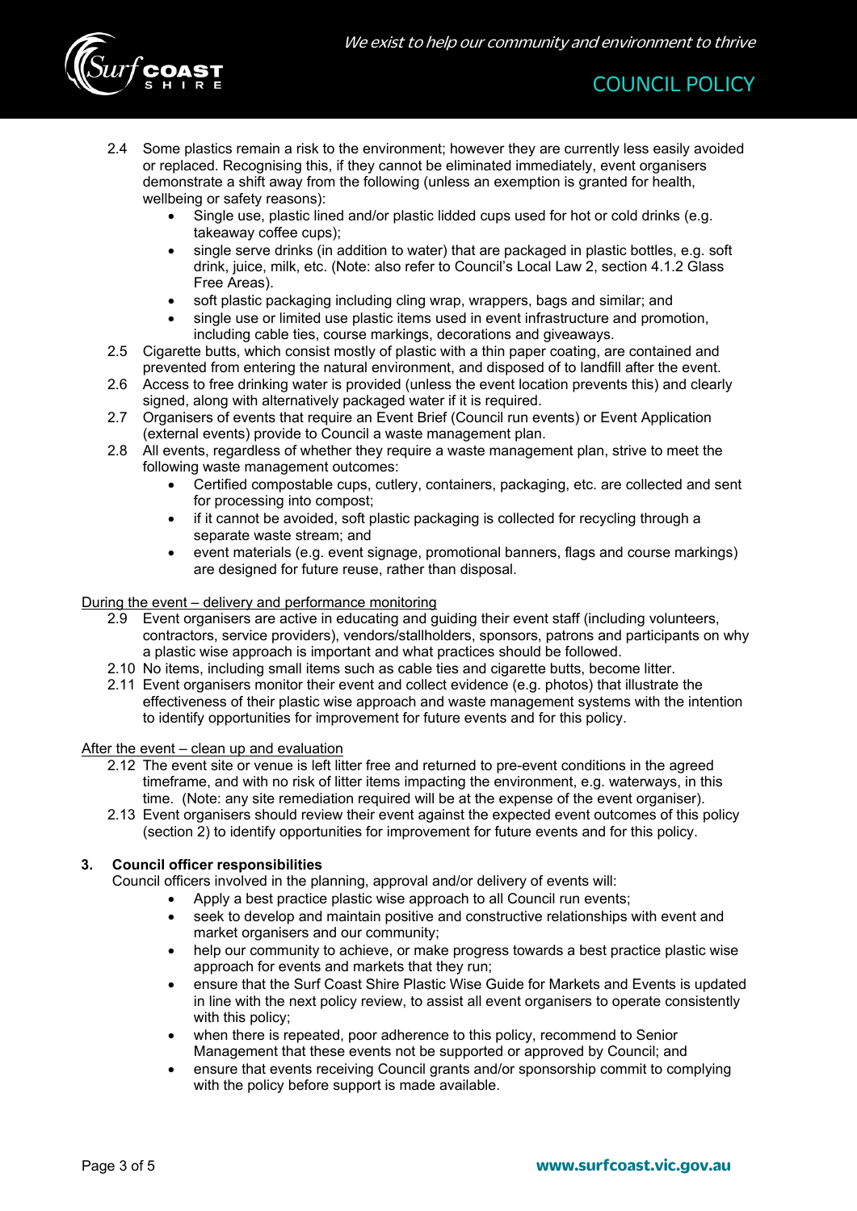2.4 Some plastics remain a risk to the environment; however they are currently less easily avoided or replaced. Recognising this, if they cannot be eliminated immediately, event organisers demonstrate a shift away from the following (unless an exemption is granted for health, wellbeing or safety reasons):

- Single use, plastic lined and/or plastic lidded cups used for hot or cold drinks (e.g. takeaway coffee cups);
- single serve drinks (in addition to water) that are packaged in plastic bottles, e.g. soft drink, juice, milk, etc. (Note: also refer to Council's Local Law 2, section 4.1.2 Glass Free Areas).
- soft plastic packaging including cling wrap, wrappers, bags and similar; and
- single use or limited use plastic items used in event infrastructure and promotion, including cable ties, course markings, decorations and giveaways.

2.5 Cigarette butts, which consist mostly of plastic with a thin paper coating, are contained and prevented from entering the natural environment, and disposed of to landfill after the event.

2.6 Access to free drinking water is provided (unless the event location prevents this) and clearly signed, along with alternatively packaged water if it is required.

2.7 Organisers of events that require an Event Brief (Council run events) or Event Application (external events) provide to Council a waste management plan.

2.8 All events, regardless of whether they require a waste management plan, strive to meet the following waste management outcomes:

- Certified compostable cups, cutlery, containers, packaging, etc. are collected and sent for processing into compost;
- if it cannot be avoided, soft plastic packaging is collected for recycling through a separate waste stream; and
- event materials (e.g. event signage, promotional banners, flags and course markings) are designed for future reuse, rather than disposal.

<u>During the event – delivery and performance monitoring</u>

2.9 Event organisers are active in educating and guiding their event staff (including volunteers, contractors, service providers), vendors/stallholders, sponsors, patrons and participants on why a plastic wise approach is important and what practices should be followed.

2.10 No items, including small items such as cable ties and cigarette butts, become litter.

2.11 Event organisers monitor their event and collect evidence (e.g. photos) that illustrate the effectiveness of their plastic wise approach and waste management systems with the intention to identify opportunities for improvement for future events and for this policy.

<u>After the event – clean up and evaluation</u>

2.12 The event site or venue is left litter free and returned to pre-event conditions in the agreed timeframe, and with no risk of litter items impacting the environment, e.g. waterways, in this time. (Note: any site remediation required will be at the expense of the event organiser).

2.13 Event organisers should review their event against the expected event outcomes of this policy (section 2) to identify opportunities for improvement for future events and for this policy.

## 3. Council officer responsibilities

Council officers involved in the planning, approval and/or delivery of events will:

- Apply a best practice plastic wise approach to all Council run events;
- seek to develop and maintain positive and constructive relationships with event and market organisers and our community;
- help our community to achieve, or make progress towards a best practice plastic wise approach for events and markets that they run;
- ensure that the Surf Coast Shire Plastic Wise Guide for Markets and Events is updated in line with the next policy review, to assist all event organisers to operate consistently with this policy;
- when there is repeated, poor adherence to this policy, recommend to Senior Management that these events not be supported or approved by Council; and
- ensure that events receiving Council grants and/or sponsorship commit to complying with the policy before support is made available.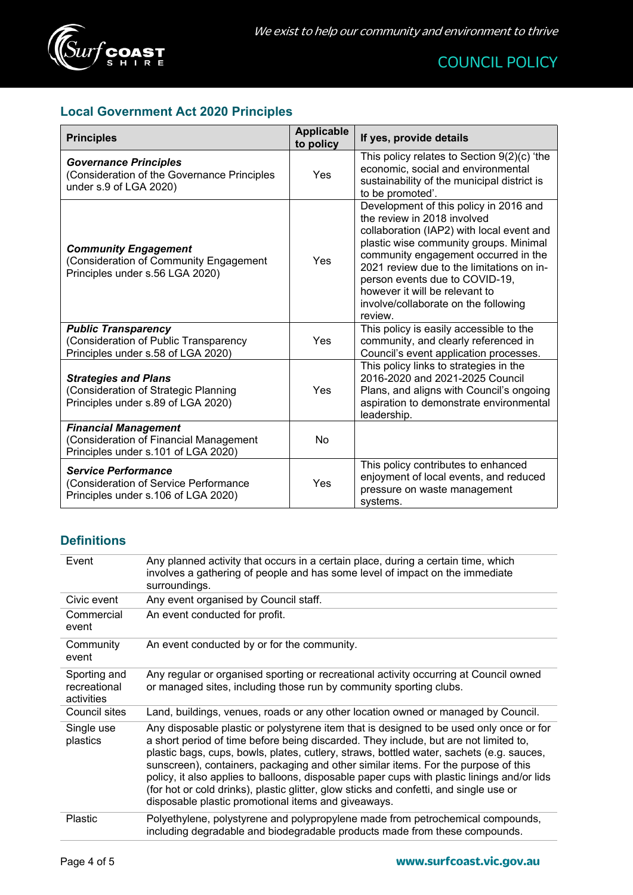## Local Government Act 2020 Principles

| Principles | Applicable to policy | If yes, provide details |
|---|---|---|
| ***Governance Principles*** (Consideration of the Governance Principles under s.9 of LGA 2020) | Yes | This policy relates to Section 9(2)(c) 'the economic, social and environmental sustainability of the municipal district is to be promoted'. |
| ***Community Engagement*** (Consideration of Community Engagement Principles under s.56 LGA 2020) | Yes | Development of this policy in 2016 and the review in 2018 involved collaboration (IAP2) with local event and plastic wise community groups. Minimal community engagement occurred in the 2021 review due to the limitations on in-person events due to COVID-19, however it will be relevant to involve/collaborate on the following review. |
| ***Public Transparency*** (Consideration of Public Transparency Principles under s.58 of LGA 2020) | Yes | This policy is easily accessible to the community, and clearly referenced in Council's event application processes. |
| ***Strategies and Plans*** (Consideration of Strategic Planning Principles under s.89 of LGA 2020) | Yes | This policy links to strategies in the 2016-2020 and 2021-2025 Council Plans, and aligns with Council's ongoing aspiration to demonstrate environmental leadership. |
| ***Financial Management*** (Consideration of Financial Management Principles under s.101 of LGA 2020) | No | |
| ***Service Performance*** (Consideration of Service Performance Principles under s.106 of LGA 2020) | Yes | This policy contributes to enhanced enjoyment of local events, and reduced pressure on waste management systems. |

## Definitions

| Term | Definition |
|---|---|
| Event | Any planned activity that occurs in a certain place, during a certain time, which involves a gathering of people and has some level of impact on the immediate surroundings. |
| Civic event | Any event organised by Council staff. |
| Commercial event | An event conducted for profit. |
| Community event | An event conducted by or for the community. |
| Sporting and recreational activities | Any regular or organised sporting or recreational activity occurring at Council owned or managed sites, including those run by community sporting clubs. |
| Council sites | Land, buildings, venues, roads or any other location owned or managed by Council. |
| Single use plastics | Any disposable plastic or polystyrene item that is designed to be used only once or for a short period of time before being discarded. They include, but are not limited to, plastic bags, cups, bowls, plates, cutlery, straws, bottled water, sachets (e.g. sauces, sunscreen), containers, packaging and other similar items. For the purpose of this policy, it also applies to balloons, disposable paper cups with plastic linings and/or lids (for hot or cold drinks), plastic glitter, glow sticks and confetti, and single use or disposable plastic promotional items and giveaways. |
| Plastic | Polyethylene, polystyrene and polypropylene made from petrochemical compounds, including degradable and biodegradable products made from these compounds. |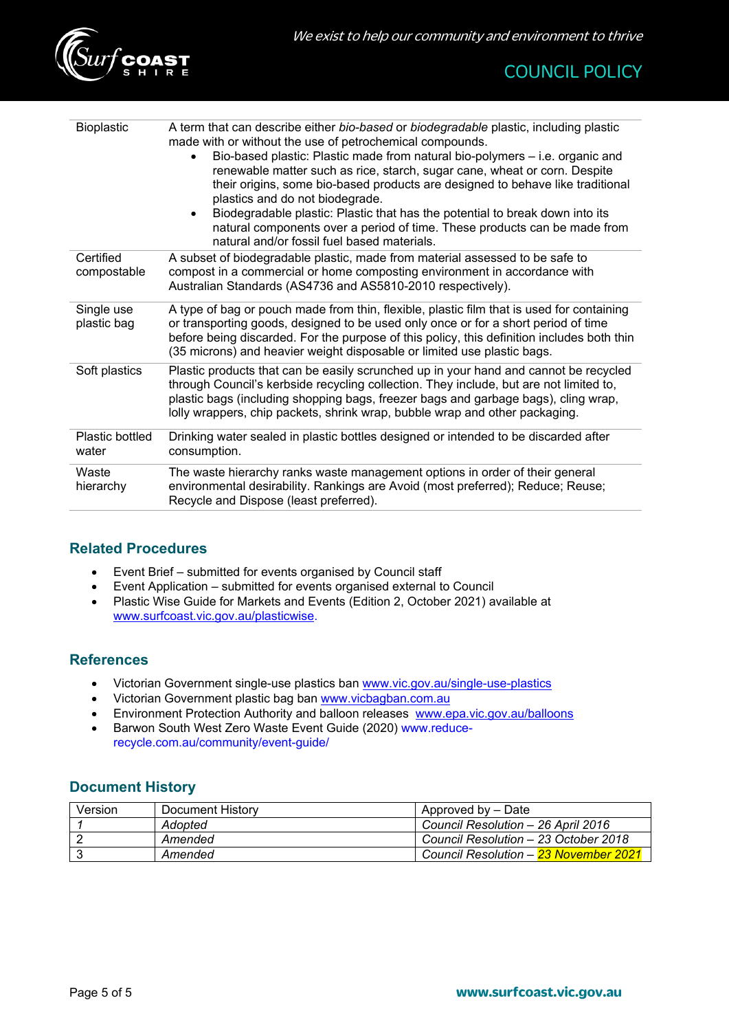| | |
|---|---|
| Bioplastic | A term that can describe either *bio-based* or *biodegradable* plastic, including plastic made with or without the use of petrochemical compounds.<br>• Bio-based plastic: Plastic made from natural bio-polymers – i.e. organic and renewable matter such as rice, starch, sugar cane, wheat or corn. Despite their origins, some bio-based products are designed to behave like traditional plastics and do not biodegrade.<br>• Biodegradable plastic: Plastic that has the potential to break down into its natural components over a period of time. These products can be made from natural and/or fossil fuel based materials. |
| Certified compostable | A subset of biodegradable plastic, made from material assessed to be safe to compost in a commercial or home composting environment in accordance with Australian Standards (AS4736 and AS5810-2010 respectively). |
| Single use plastic bag | A type of bag or pouch made from thin, flexible, plastic film that is used for containing or transporting goods, designed to be used only once or for a short period of time before being discarded. For the purpose of this policy, this definition includes both thin (35 microns) and heavier weight disposable or limited use plastic bags. |
| Soft plastics | Plastic products that can be easily scrunched up in your hand and cannot be recycled through Council's kerbside recycling collection. They include, but are not limited to, plastic bags (including shopping bags, freezer bags and garbage bags), cling wrap, lolly wrappers, chip packets, shrink wrap, bubble wrap and other packaging. |
| Plastic bottled water | Drinking water sealed in plastic bottles designed or intended to be discarded after consumption. |
| Waste hierarchy | The waste hierarchy ranks waste management options in order of their general environmental desirability. Rankings are Avoid (most preferred); Reduce; Reuse; Recycle and Dispose (least preferred). |

## Related Procedures

- Event Brief – submitted for events organised by Council staff
- Event Application – submitted for events organised external to Council
- Plastic Wise Guide for Markets and Events (Edition 2, October 2021) available at www.surfcoast.vic.gov.au/plasticwise.

## References

- Victorian Government single-use plastics ban www.vic.gov.au/single-use-plastics
- Victorian Government plastic bag ban www.vicbagban.com.au
- Environment Protection Authority and balloon releases www.epa.vic.gov.au/balloons
- Barwon South West Zero Waste Event Guide (2020) www.reduce-recycle.com.au/community/event-guide/

## Document History

| Version | Document History | Approved by – Date |
|---|---|---|
| *1* | *Adopted* | *Council Resolution – 26 April 2016* |
| 2 | *Amended* | *Council Resolution – 23 October 2018* |
| 3 | *Amended* | *Council Resolution – 23 November 2021* |